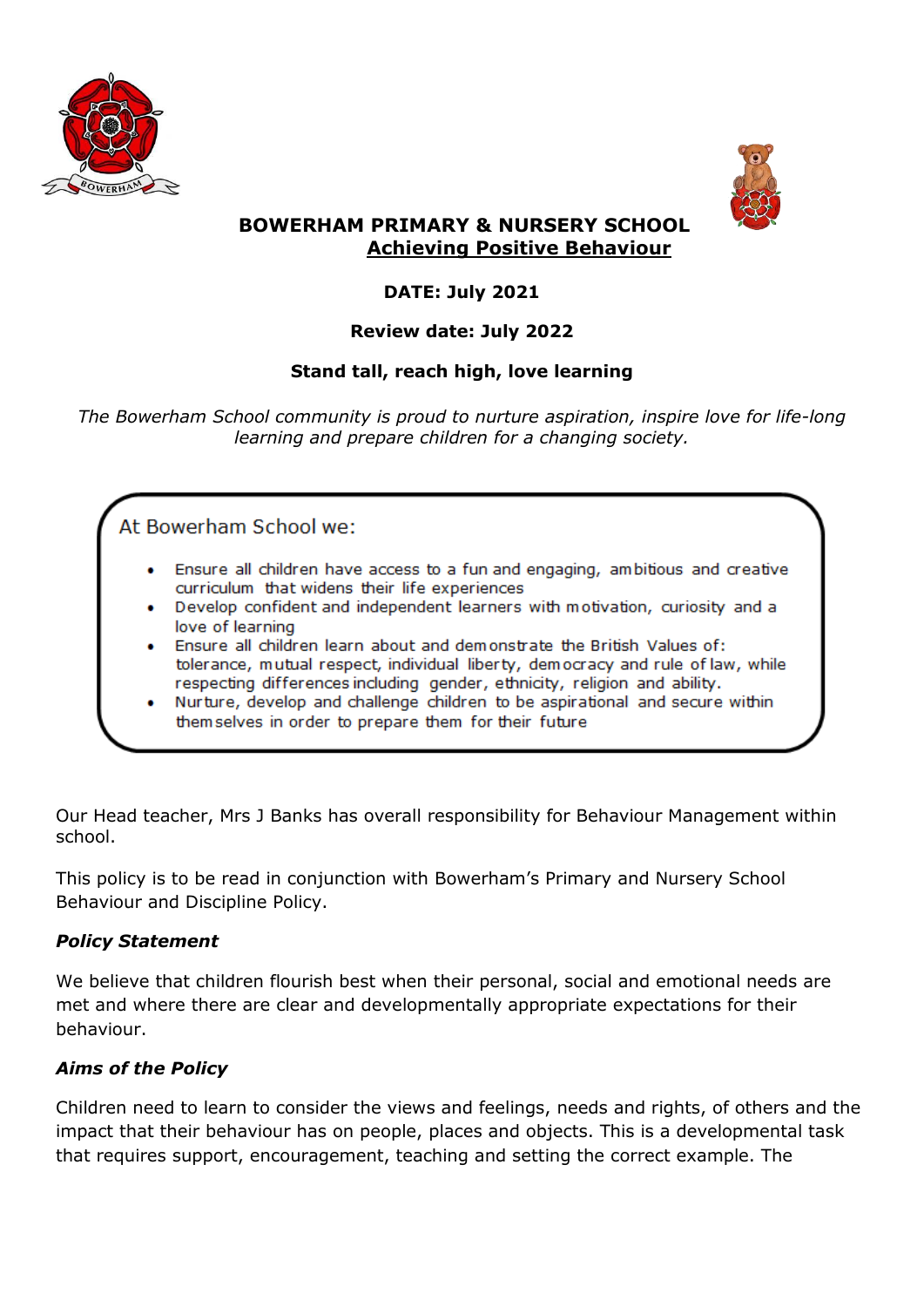# BOWERHAM PRIMARY & NURSERY SCHOOL

## Achieving Positive Behaviour

**DATE: July 2021**

**Review date: July 2022**

**Stand tall, reach high, love learning**

*The Bowerham School community is proud to nurture aspiration, inspire love for life-long learning and prepare children for a changing society.*

At Bowerham School we:

- Ensure all children have access to a fun and engaging, ambitious and creative curriculum that widens their life experiences
- Develop confident and independent learners with motivation, curiosity and a love of learning
- Ensure all children learn about and demonstrate the British Values of: tolerance, mutual respect, individual liberty, democracy and rule of law, while respecting differences including gender, ethnicity, religion and ability.
- Nurture, develop and challenge children to be aspirational and secure within themselves in order to prepare them for their future

Our Head teacher, Mrs J Banks has overall responsibility for Behaviour Management within school.

This policy is to be read in conjunction with Bowerham's Primary and Nursery School Behaviour and Discipline Policy.

### *Policy Statement*

We believe that children flourish best when their personal, social and emotional needs are met and where there are clear and developmentally appropriate expectations for their behaviour.

### *Aims of the Policy*

Children need to learn to consider the views and feelings, needs and rights, of others and the impact that their behaviour has on people, places and objects. This is a developmental task that requires support, encouragement, teaching and setting the correct example. The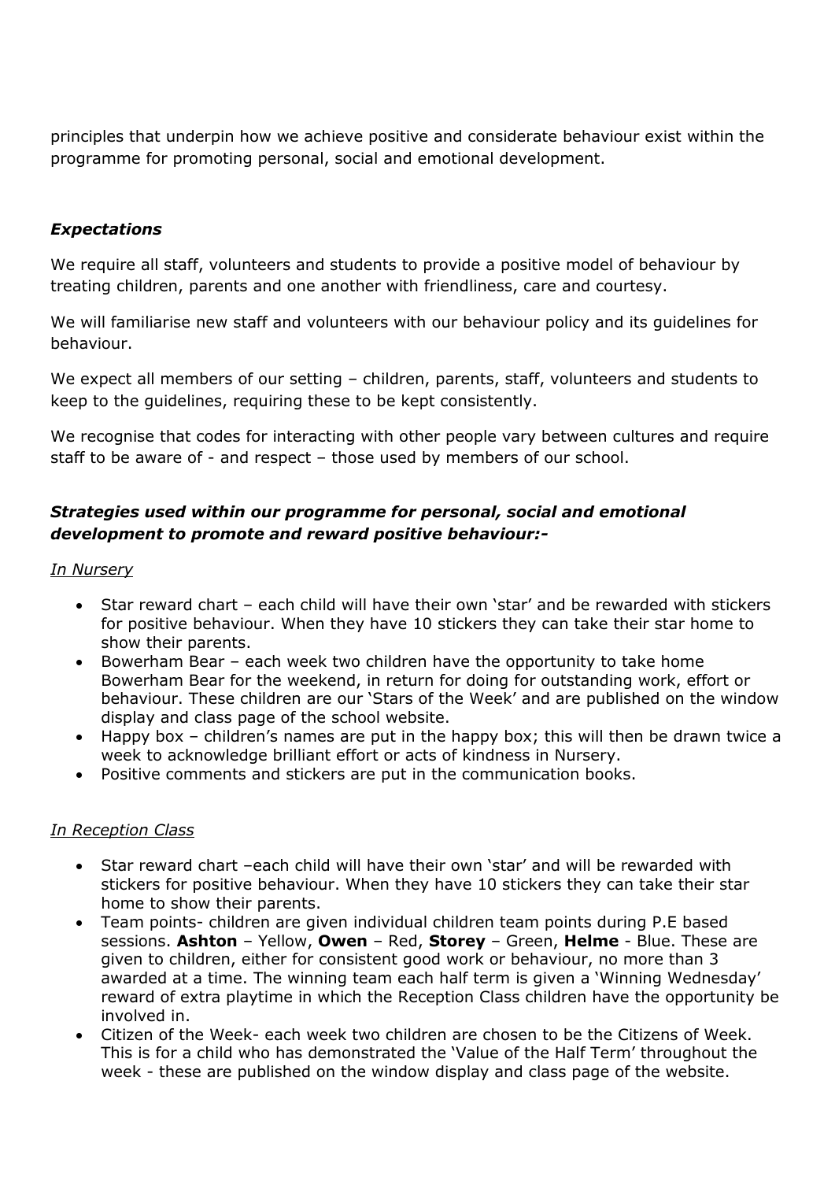principles that underpin how we achieve positive and considerate behaviour exist within the programme for promoting personal, social and emotional development.

### *Expectations*

We require all staff, volunteers and students to provide a positive model of behaviour by treating children, parents and one another with friendliness, care and courtesy.

We will familiarise new staff and volunteers with our behaviour policy and its guidelines for behaviour.

We expect all members of our setting – children, parents, staff, volunteers and students to keep to the guidelines, requiring these to be kept consistently.

We recognise that codes for interacting with other people vary between cultures and require staff to be aware of - and respect – those used by members of our school.

### *Strategies used within our programme for personal, social and emotional development to promote and reward positive behaviour:-*

<u>*In Nursery*</u>

- Star reward chart – each child will have their own 'star' and be rewarded with stickers for positive behaviour. When they have 10 stickers they can take their star home to show their parents.
- Bowerham Bear – each week two children have the opportunity to take home Bowerham Bear for the weekend, in return for doing for outstanding work, effort or behaviour. These children are our 'Stars of the Week' and are published on the window display and class page of the school website.
- Happy box – children's names are put in the happy box; this will then be drawn twice a week to acknowledge brilliant effort or acts of kindness in Nursery.
- Positive comments and stickers are put in the communication books.

<u>*In Reception Class*</u>

- Star reward chart –each child will have their own 'star' and will be rewarded with stickers for positive behaviour. When they have 10 stickers they can take their star home to show their parents.
- Team points- children are given individual children team points during P.E based sessions. **Ashton** – Yellow, **Owen** – Red, **Storey** – Green, **Helme** - Blue. These are given to children, either for consistent good work or behaviour, no more than 3 awarded at a time. The winning team each half term is given a 'Winning Wednesday' reward of extra playtime in which the Reception Class children have the opportunity be involved in.
- Citizen of the Week- each week two children are chosen to be the Citizens of Week. This is for a child who has demonstrated the 'Value of the Half Term' throughout the week - these are published on the window display and class page of the website.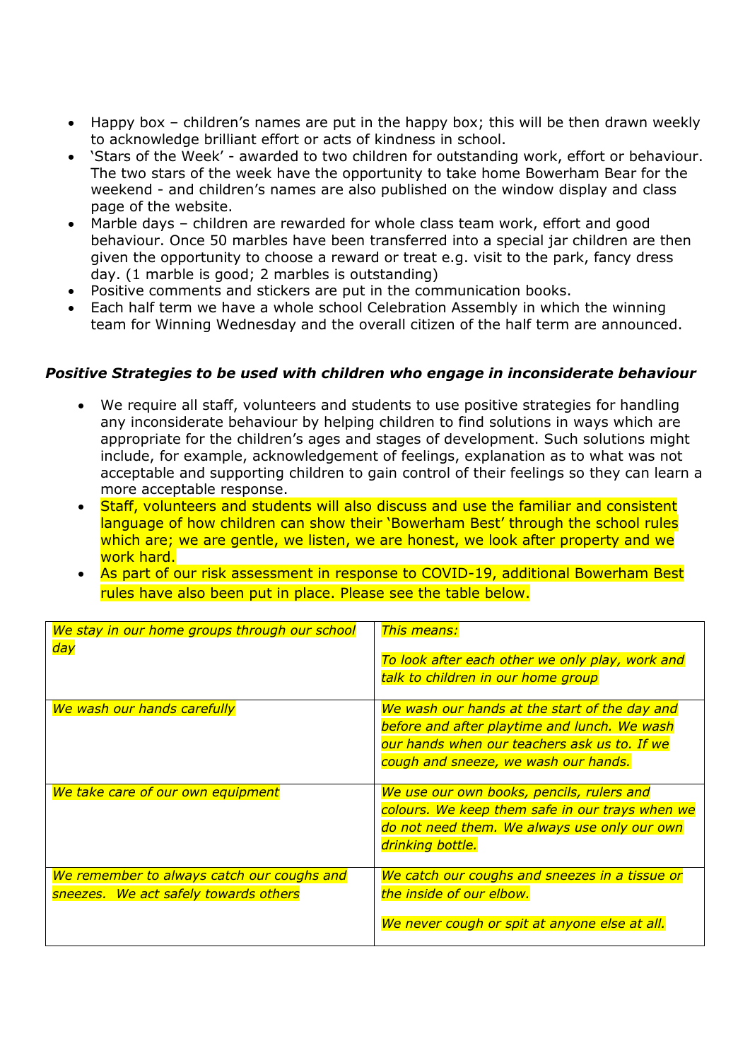- Happy box – children's names are put in the happy box; this will be then drawn weekly to acknowledge brilliant effort or acts of kindness in school.
- 'Stars of the Week' - awarded to two children for outstanding work, effort or behaviour. The two stars of the week have the opportunity to take home Bowerham Bear for the weekend - and children's names are also published on the window display and class page of the website.
- Marble days – children are rewarded for whole class team work, effort and good behaviour. Once 50 marbles have been transferred into a special jar children are then given the opportunity to choose a reward or treat e.g. visit to the park, fancy dress day. (1 marble is good; 2 marbles is outstanding)
- Positive comments and stickers are put in the communication books.
- Each half term we have a whole school Celebration Assembly in which the winning team for Winning Wednesday and the overall citizen of the half term are announced.

***Positive Strategies to be used with children who engage in inconsiderate behaviour***

- We require all staff, volunteers and students to use positive strategies for handling any inconsiderate behaviour by helping children to find solutions in ways which are appropriate for the children's ages and stages of development. Such solutions might include, for example, acknowledgement of feelings, explanation as to what was not acceptable and supporting children to gain control of their feelings so they can learn a more acceptable response.
- Staff, volunteers and students will also discuss and use the familiar and consistent language of how children can show their 'Bowerham Best' through the school rules which are; we are gentle, we listen, we are honest, we look after property and we work hard.
- As part of our risk assessment in response to COVID-19, additional Bowerham Best rules have also been put in place. Please see the table below.

| *We stay in our home groups through our school day* | *This means:*<br><br>*To look after each other we only play, work and talk to children in our home group* |
|---|---|
| *We wash our hands carefully* | *We wash our hands at the start of the day and before and after playtime and lunch. We wash our hands when our teachers ask us to. If we cough and sneeze, we wash our hands.* |
| *We take care of our own equipment* | *We use our own books, pencils, rulers and colours. We keep them safe in our trays when we do not need them. We always use only our own drinking bottle.* |
| *We remember to always catch our coughs and sneezes. We act safely towards others* | *We catch our coughs and sneezes in a tissue or the inside of our elbow.*<br><br>*We never cough or spit at anyone else at all.* |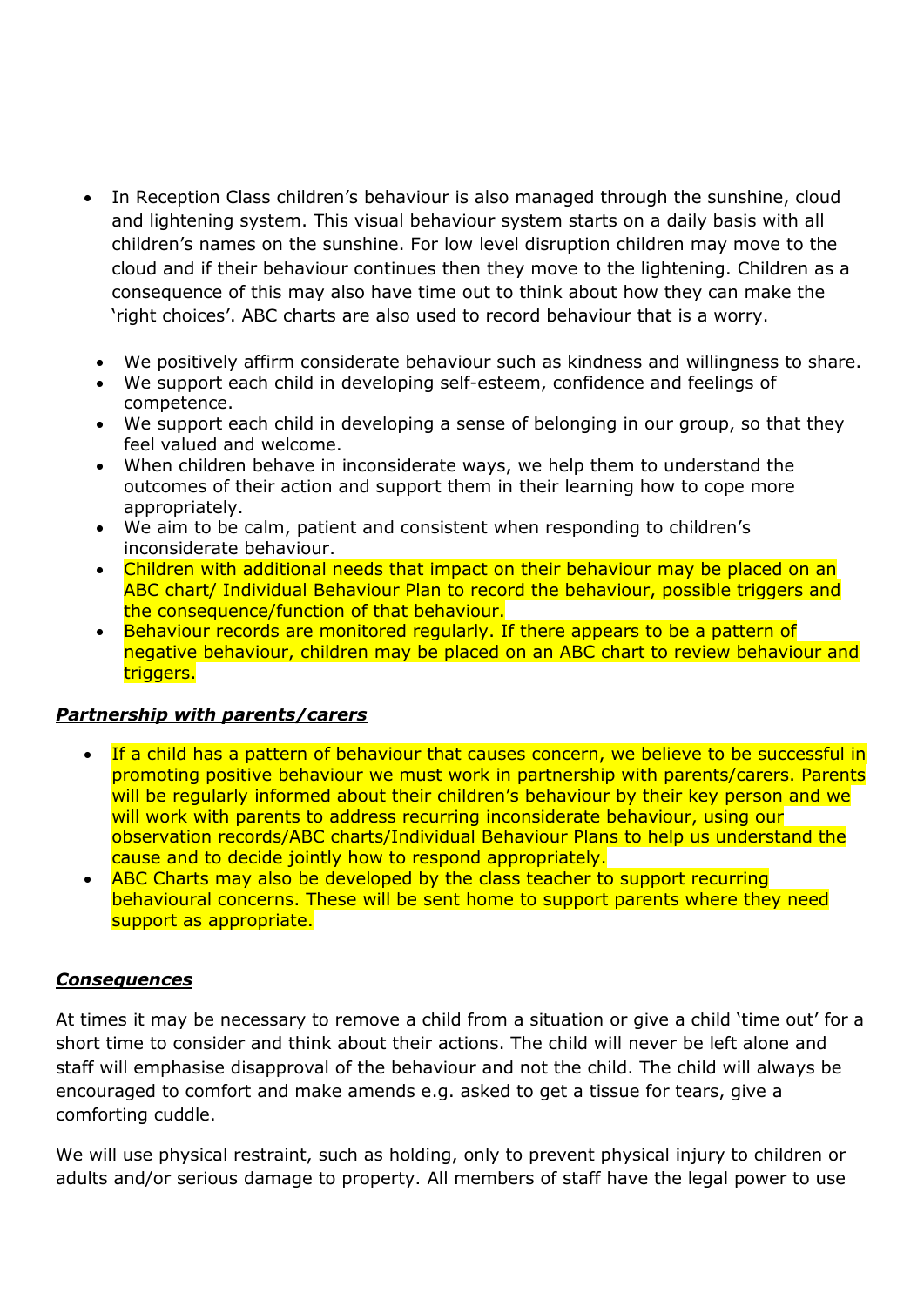- In Reception Class children's behaviour is also managed through the sunshine, cloud and lightening system. This visual behaviour system starts on a daily basis with all children's names on the sunshine. For low level disruption children may move to the cloud and if their behaviour continues then they move to the lightening. Children as a consequence of this may also have time out to think about how they can make the 'right choices'. ABC charts are also used to record behaviour that is a worry.

- We positively affirm considerate behaviour such as kindness and willingness to share.
- We support each child in developing self-esteem, confidence and feelings of competence.
- We support each child in developing a sense of belonging in our group, so that they feel valued and welcome.
- When children behave in inconsiderate ways, we help them to understand the outcomes of their action and support them in their learning how to cope more appropriately.
- We aim to be calm, patient and consistent when responding to children's inconsiderate behaviour.
- Children with additional needs that impact on their behaviour may be placed on an ABC chart/ Individual Behaviour Plan to record the behaviour, possible triggers and the consequence/function of that behaviour.
- Behaviour records are monitored regularly. If there appears to be a pattern of negative behaviour, children may be placed on an ABC chart to review behaviour and triggers.

***Partnership with parents/carers***

- If a child has a pattern of behaviour that causes concern, we believe to be successful in promoting positive behaviour we must work in partnership with parents/carers. Parents will be regularly informed about their children's behaviour by their key person and we will work with parents to address recurring inconsiderate behaviour, using our observation records/ABC charts/Individual Behaviour Plans to help us understand the cause and to decide jointly how to respond appropriately.
- ABC Charts may also be developed by the class teacher to support recurring behavioural concerns. These will be sent home to support parents where they need support as appropriate.

***Consequences***

At times it may be necessary to remove a child from a situation or give a child 'time out' for a short time to consider and think about their actions. The child will never be left alone and staff will emphasise disapproval of the behaviour and not the child. The child will always be encouraged to comfort and make amends e.g. asked to get a tissue for tears, give a comforting cuddle.

We will use physical restraint, such as holding, only to prevent physical injury to children or adults and/or serious damage to property. All members of staff have the legal power to use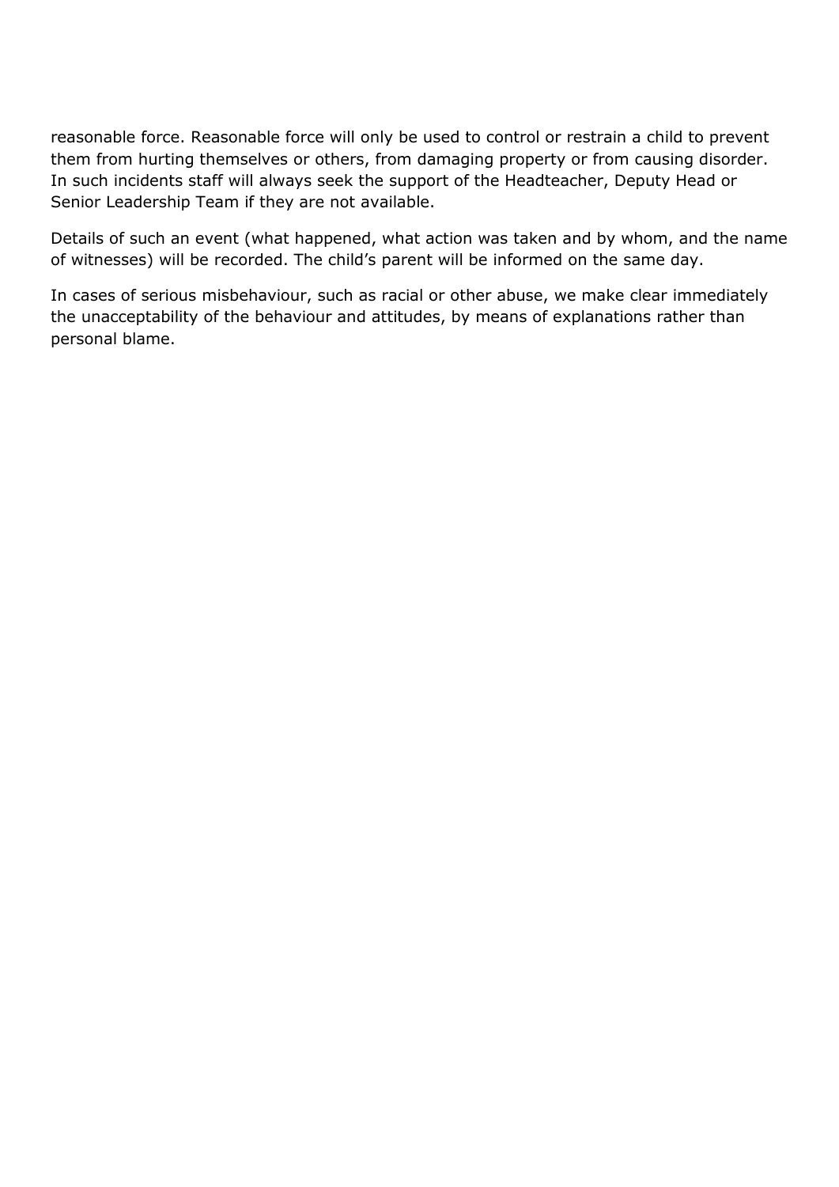reasonable force. Reasonable force will only be used to control or restrain a child to prevent them from hurting themselves or others, from damaging property or from causing disorder. In such incidents staff will always seek the support of the Headteacher, Deputy Head or Senior Leadership Team if they are not available.

Details of such an event (what happened, what action was taken and by whom, and the name of witnesses) will be recorded. The child's parent will be informed on the same day.

In cases of serious misbehaviour, such as racial or other abuse, we make clear immediately the unacceptability of the behaviour and attitudes, by means of explanations rather than personal blame.